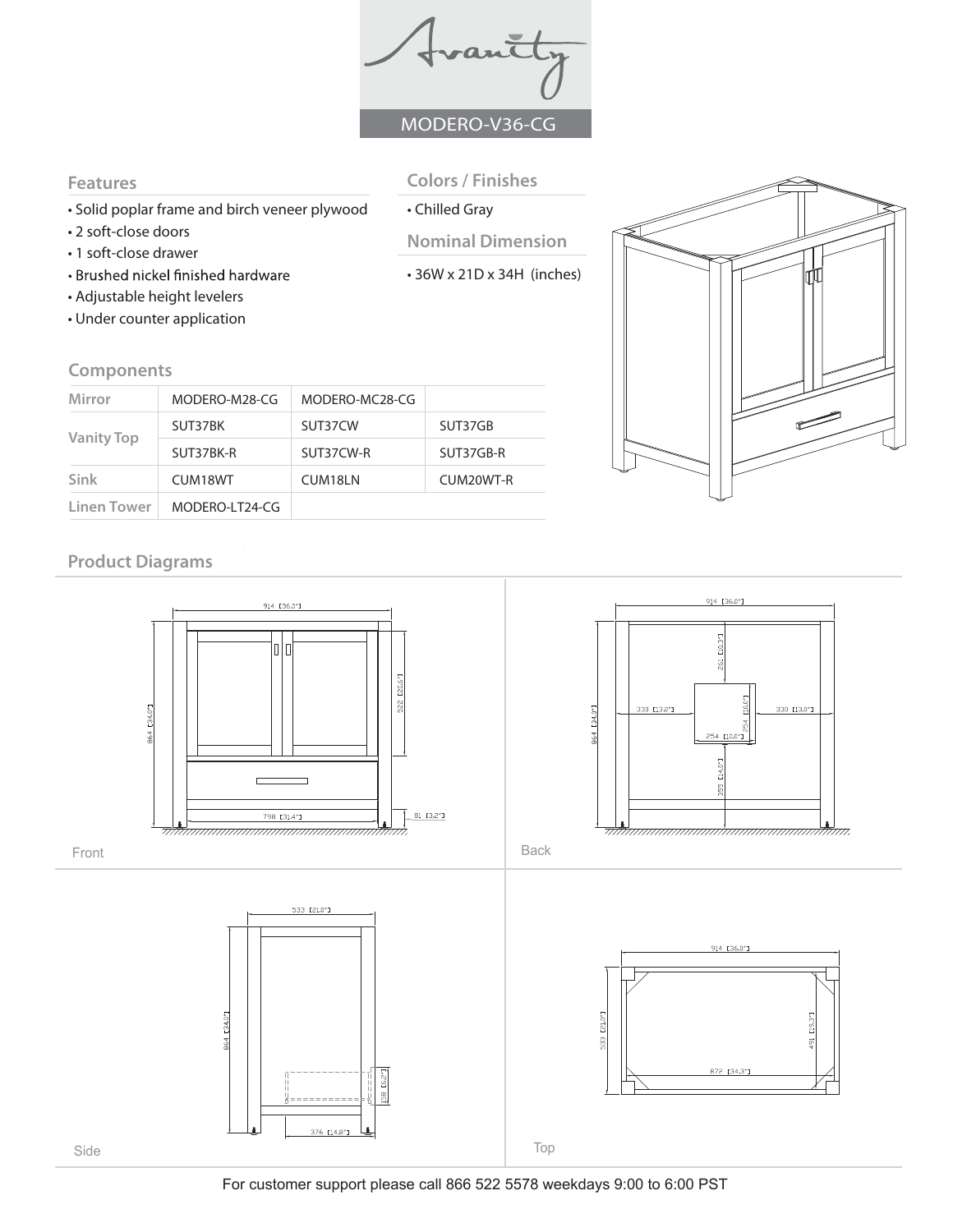# MODERO-V36-CG

## Features

- Solid poplar frame and birch veneer plywood
- 2 soft-close doors
- 1 soft-close drawer
- Brushed nickel finished hardware
- Adjustable height levelers
- Under counter application

## Colors / Finishes

- Chilled Gray

## Nominal Dimension

- 36W x 21D x 34H (inches)

## Components

| | | | |
|---|---|---|---|
| Mirror | MODERO-M28-CG | MODERO-MC28-CG | |
| Vanity Top | SUT37BK | SUT37CW | SUT37GB |
| | SUT37BK-R | SUT37CW-R | SUT37GB-R |
| Sink | CUM18WT | CUM18LN | CUM20WT-R |
| Linen Tower | MODERO-LT24-CG | | |

## Product Diagrams

Front

914 [36.0"]
864 [34.0"]
522 [20.6"]
798 [31.4"]
81 [3.2"]

Back

914 [36.0"]
864 [34.0"]
261 [10.3"]
330 [13.0"]
330 [13.0"]
254 [10.0"]
254 [10.0"]
355 [14.0"]

Side

533 [21.0"]
864 [34.0"]
158 [6.2"]
376 [14.8"]

Top

914 [36.0"]
533 [21.0"]
491 [19.3"]
872 [34.3"]

For customer support please call 866 522 5578 weekdays 9:00 to 6:00 PST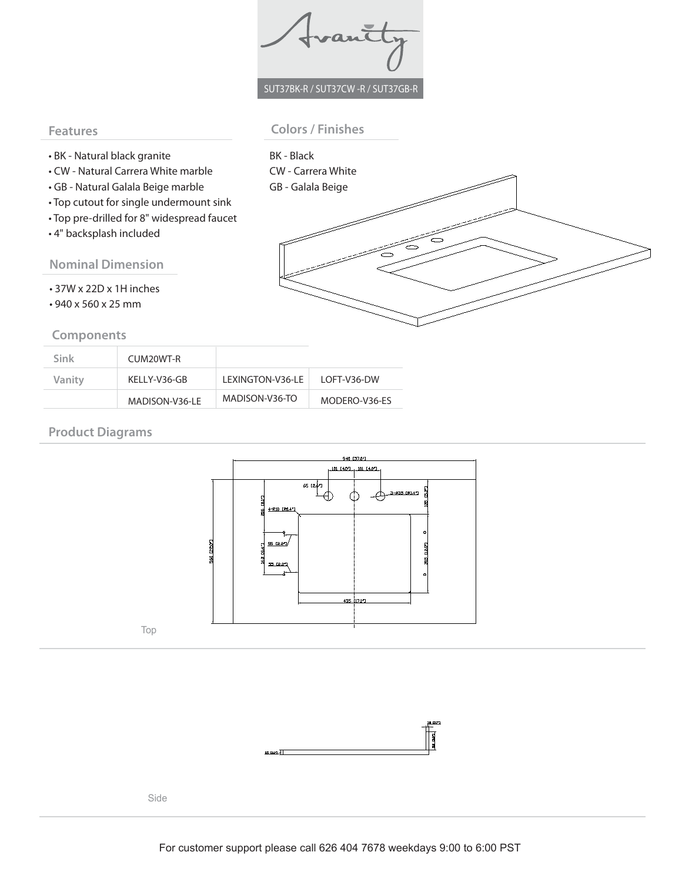SUT37BK-R / SUT37CW -R / SUT37GB-R

## Features

- BK - Natural black granite
- CW - Natural Carrera White marble
- GB - Natural Galala Beige marble
- Top cutout for single undermount sink
- Top pre-drilled for 8" widespread faucet
- 4" backsplash included

## Colors / Finishes

BK - Black
CW - Carrera White
GB - Galala Beige

## Nominal Dimension

- 37W x 22D x 1H inches
- 940 x 560 x 25 mm

## Components

| Sink | CUM20WT-R | | |
|---|---|---|---|
| Vanity | KELLY-V36-GB | LEXINGTON-V36-LE | LOFT-V36-DW |
| | MADISON-V36-LE | MADISON-V36-TO | MODERO-V36-ES |

## Product Diagrams

Top

Side

For customer support please call 626 404 7678 weekdays 9:00 to 6:00 PST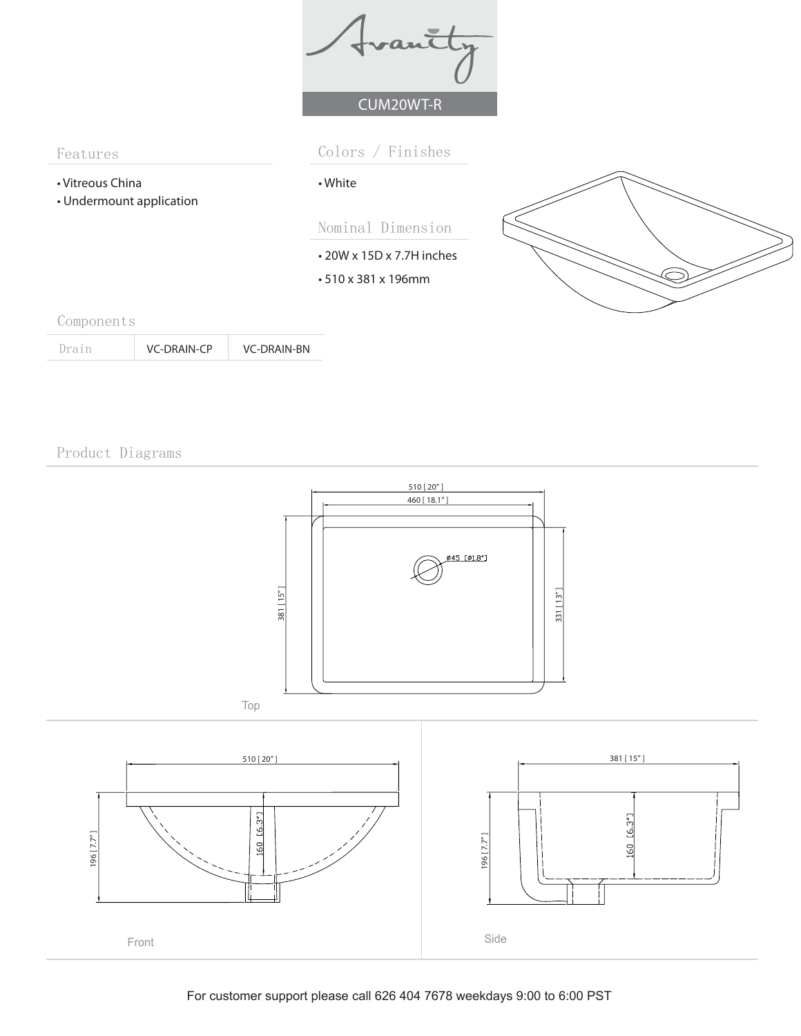# Avanity

CUM20WT-R

## Features

- Vitreous China
- Undermount application

## Colors / Finishes

- White

## Nominal Dimension

- 20W x 15D x 7.7H inches
- 510 x 381 x 196mm

## Components

| | | |
|---|---|---|
| Drain | VC-DRAIN-CP | VC-DRAIN-BN |

## Product Diagrams

510 [ 20" ]
460 [ 18.1" ]
ø45 [ø1.8"]
381 [ 15" ]
331 [ 13" ]

Top

510 [ 20" ]
196 [ 7.7" ]
160 [6.3"]

Front

381 [ 15" ]
196 [ 7.7" ]
160 [6.3"]

Side

For customer support please call 626 404 7678 weekdays 9:00 to 6:00 PST